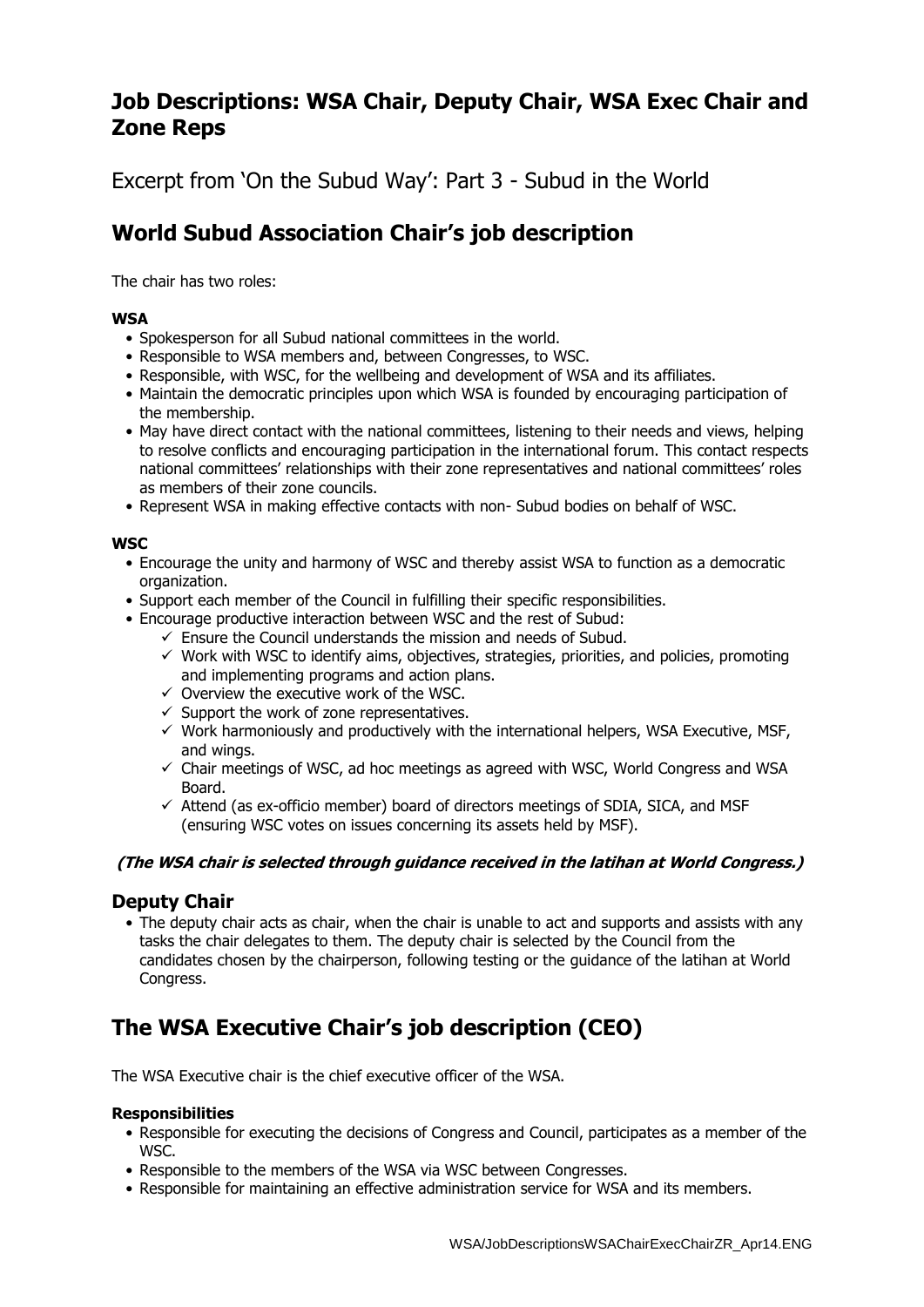# Job Descriptions: WSA Chair, Deputy Chair, WSA Exec Chair and Zone Reps

Excerpt from 'On the Subud Way': Part 3 - Subud in the World

## World Subud Association Chair's job description

The chair has two roles:

**WSA**

- Spokesperson for all Subud national committees in the world.
- Responsible to WSA members and, between Congresses, to WSC.
- Responsible, with WSC, for the wellbeing and development of WSA and its affiliates.
- Maintain the democratic principles upon which WSA is founded by encouraging participation of the membership.
- May have direct contact with the national committees, listening to their needs and views, helping to resolve conflicts and encouraging participation in the international forum. This contact respects national committees' relationships with their zone representatives and national committees' roles as members of their zone councils.
- Represent WSA in making effective contacts with non- Subud bodies on behalf of WSC.

**WSC**

- Encourage the unity and harmony of WSC and thereby assist WSA to function as a democratic organization.
- Support each member of the Council in fulfilling their specific responsibilities.
- Encourage productive interaction between WSC and the rest of Subud:
  - ✓ Ensure the Council understands the mission and needs of Subud.
  - ✓ Work with WSC to identify aims, objectives, strategies, priorities, and policies, promoting and implementing programs and action plans.
  - ✓ Overview the executive work of the WSC.
  - ✓ Support the work of zone representatives.
  - ✓ Work harmoniously and productively with the international helpers, WSA Executive, MSF, and wings.
  - ✓ Chair meetings of WSC, ad hoc meetings as agreed with WSC, World Congress and WSA Board.
  - ✓ Attend (as ex-officio member) board of directors meetings of SDIA, SICA, and MSF (ensuring WSC votes on issues concerning its assets held by MSF).

***(The WSA chair is selected through guidance received in the latihan at World Congress.)***

### Deputy Chair

- The deputy chair acts as chair, when the chair is unable to act and supports and assists with any tasks the chair delegates to them. The deputy chair is selected by the Council from the candidates chosen by the chairperson, following testing or the guidance of the latihan at World Congress.

## The WSA Executive Chair's job description (CEO)

The WSA Executive chair is the chief executive officer of the WSA.

**Responsibilities**

- Responsible for executing the decisions of Congress and Council, participates as a member of the WSC.
- Responsible to the members of the WSA via WSC between Congresses.
- Responsible for maintaining an effective administration service for WSA and its members.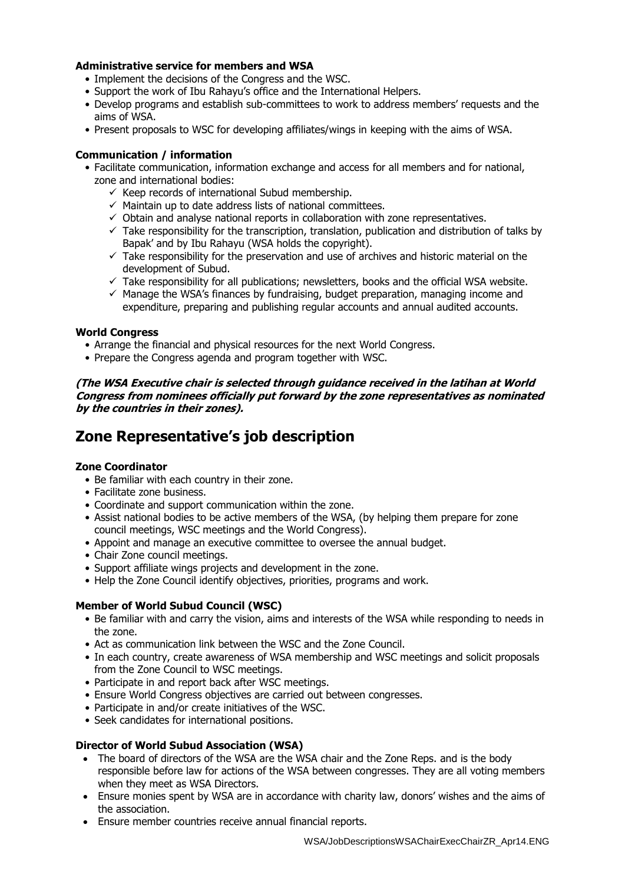**Administrative service for members and WSA**

- Implement the decisions of the Congress and the WSC.
- Support the work of Ibu Rahayu's office and the International Helpers.
- Develop programs and establish sub-committees to work to address members' requests and the aims of WSA.
- Present proposals to WSC for developing affiliates/wings in keeping with the aims of WSA.

**Communication / information**

- Facilitate communication, information exchange and access for all members and for national, zone and international bodies:
  - ✓ Keep records of international Subud membership.
  - ✓ Maintain up to date address lists of national committees.
  - ✓ Obtain and analyse national reports in collaboration with zone representatives.
  - ✓ Take responsibility for the transcription, translation, publication and distribution of talks by Bapak' and by Ibu Rahayu (WSA holds the copyright).
  - ✓ Take responsibility for the preservation and use of archives and historic material on the development of Subud.
  - ✓ Take responsibility for all publications; newsletters, books and the official WSA website.
  - ✓ Manage the WSA's finances by fundraising, budget preparation, managing income and expenditure, preparing and publishing regular accounts and annual audited accounts.

**World Congress**

- Arrange the financial and physical resources for the next World Congress.
- Prepare the Congress agenda and program together with WSC.

***(The WSA Executive chair is selected through guidance received in the latihan at World Congress from nominees officially put forward by the zone representatives as nominated by the countries in their zones).***

## Zone Representative's job description

**Zone Coordinator**

- Be familiar with each country in their zone.
- Facilitate zone business.
- Coordinate and support communication within the zone.
- Assist national bodies to be active members of the WSA, (by helping them prepare for zone council meetings, WSC meetings and the World Congress).
- Appoint and manage an executive committee to oversee the annual budget.
- Chair Zone council meetings.
- Support affiliate wings projects and development in the zone.
- Help the Zone Council identify objectives, priorities, programs and work.

**Member of World Subud Council (WSC)**

- Be familiar with and carry the vision, aims and interests of the WSA while responding to needs in the zone.
- Act as communication link between the WSC and the Zone Council.
- In each country, create awareness of WSA membership and WSC meetings and solicit proposals from the Zone Council to WSC meetings.
- Participate in and report back after WSC meetings.
- Ensure World Congress objectives are carried out between congresses.
- Participate in and/or create initiatives of the WSC.
- Seek candidates for international positions.

**Director of World Subud Association (WSA)**

- The board of directors of the WSA are the WSA chair and the Zone Reps. and is the body responsible before law for actions of the WSA between congresses. They are all voting members when they meet as WSA Directors.
- Ensure monies spent by WSA are in accordance with charity law, donors' wishes and the aims of the association.
- Ensure member countries receive annual financial reports.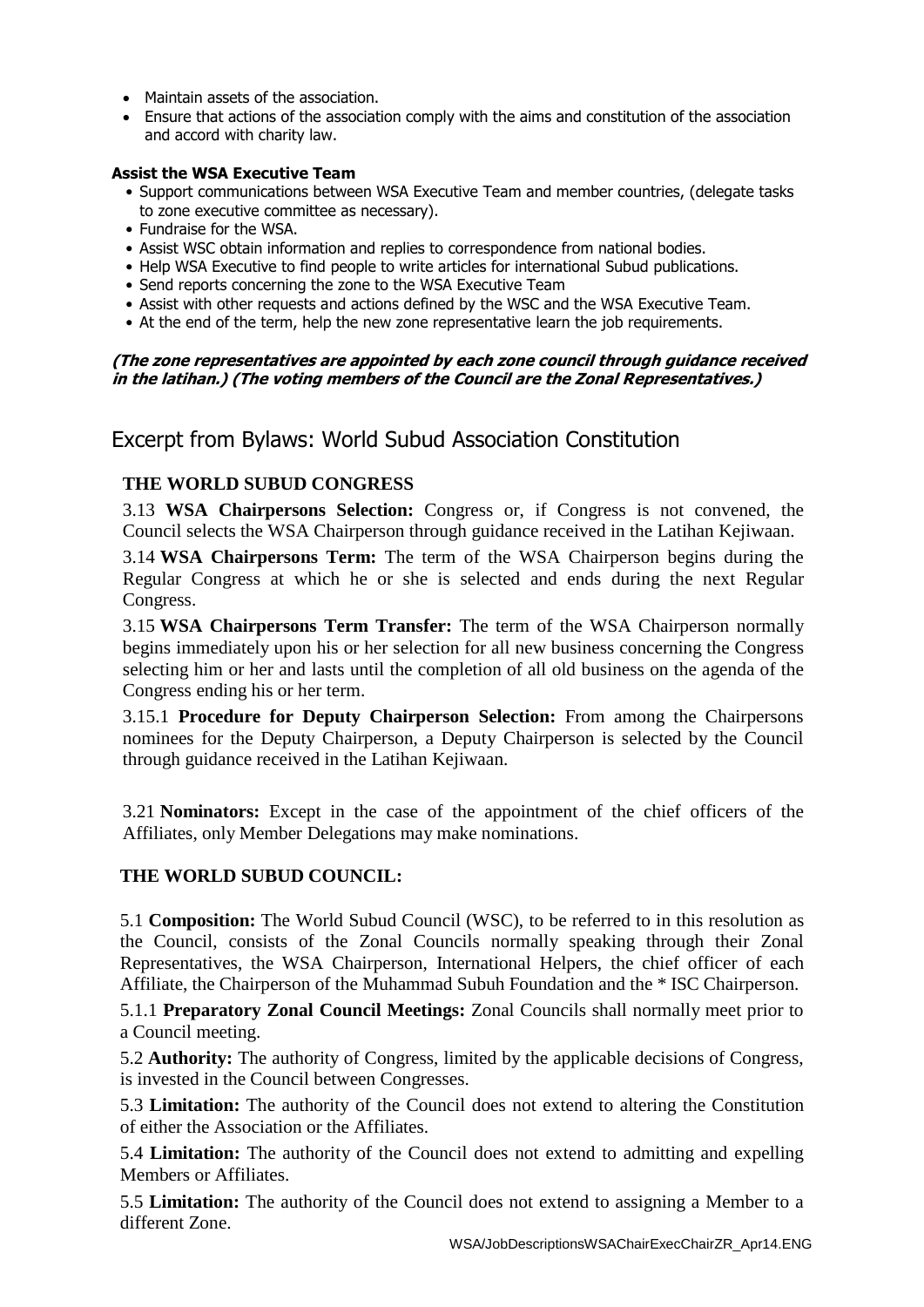- Maintain assets of the association.
- Ensure that actions of the association comply with the aims and constitution of the association and accord with charity law.

**Assist the WSA Executive Team**

- Support communications between WSA Executive Team and member countries, (delegate tasks to zone executive committee as necessary).
- Fundraise for the WSA.
- Assist WSC obtain information and replies to correspondence from national bodies.
- Help WSA Executive to find people to write articles for international Subud publications.
- Send reports concerning the zone to the WSA Executive Team
- Assist with other requests and actions defined by the WSC and the WSA Executive Team.
- At the end of the term, help the new zone representative learn the job requirements.

***(The zone representatives are appointed by each zone council through guidance received in the latihan.) (The voting members of the Council are the Zonal Representatives.)***

## Excerpt from Bylaws: World Subud Association Constitution

### THE WORLD SUBUD CONGRESS

3.13 **WSA Chairpersons Selection:** Congress or, if Congress is not convened, the Council selects the WSA Chairperson through guidance received in the Latihan Kejiwaan.

3.14 **WSA Chairpersons Term:** The term of the WSA Chairperson begins during the Regular Congress at which he or she is selected and ends during the next Regular Congress.

3.15 **WSA Chairpersons Term Transfer:** The term of the WSA Chairperson normally begins immediately upon his or her selection for all new business concerning the Congress selecting him or her and lasts until the completion of all old business on the agenda of the Congress ending his or her term.

3.15.1 **Procedure for Deputy Chairperson Selection:** From among the Chairpersons nominees for the Deputy Chairperson, a Deputy Chairperson is selected by the Council through guidance received in the Latihan Kejiwaan.

3.21 **Nominators:** Except in the case of the appointment of the chief officers of the Affiliates, only Member Delegations may make nominations.

### THE WORLD SUBUD COUNCIL:

5.1 **Composition:** The World Subud Council (WSC), to be referred to in this resolution as the Council, consists of the Zonal Councils normally speaking through their Zonal Representatives, the WSA Chairperson, International Helpers, the chief officer of each Affiliate, the Chairperson of the Muhammad Subuh Foundation and the * ISC Chairperson.

5.1.1 **Preparatory Zonal Council Meetings:** Zonal Councils shall normally meet prior to a Council meeting.

5.2 **Authority:** The authority of Congress, limited by the applicable decisions of Congress, is invested in the Council between Congresses.

5.3 **Limitation:** The authority of the Council does not extend to altering the Constitution of either the Association or the Affiliates.

5.4 **Limitation:** The authority of the Council does not extend to admitting and expelling Members or Affiliates.

5.5 **Limitation:** The authority of the Council does not extend to assigning a Member to a different Zone.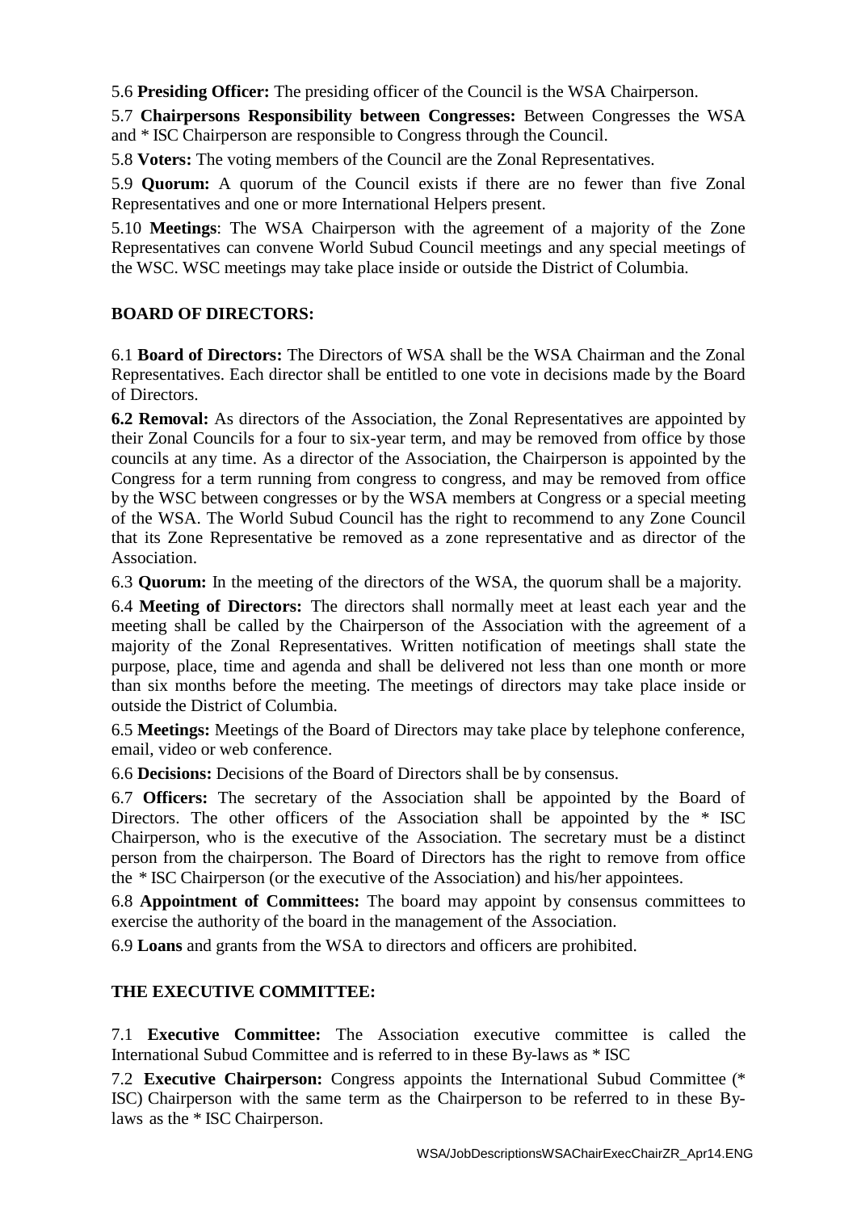5.6 **Presiding Officer:** The presiding officer of the Council is the WSA Chairperson.

5.7 **Chairpersons Responsibility between Congresses:** Between Congresses the WSA and * ISC Chairperson are responsible to Congress through the Council.

5.8 **Voters:** The voting members of the Council are the Zonal Representatives.

5.9 **Quorum:** A quorum of the Council exists if there are no fewer than five Zonal Representatives and one or more International Helpers present.

5.10 **Meetings**: The WSA Chairperson with the agreement of a majority of the Zone Representatives can convene World Subud Council meetings and any special meetings of the WSC. WSC meetings may take place inside or outside the District of Columbia.

## BOARD OF DIRECTORS:

6.1 **Board of Directors:** The Directors of WSA shall be the WSA Chairman and the Zonal Representatives. Each director shall be entitled to one vote in decisions made by the Board of Directors.

**6.2 Removal:** As directors of the Association, the Zonal Representatives are appointed by their Zonal Councils for a four to six-year term, and may be removed from office by those councils at any time. As a director of the Association, the Chairperson is appointed by the Congress for a term running from congress to congress, and may be removed from office by the WSC between congresses or by the WSA members at Congress or a special meeting of the WSA. The World Subud Council has the right to recommend to any Zone Council that its Zone Representative be removed as a zone representative and as director of the Association.

6.3 **Quorum:** In the meeting of the directors of the WSA, the quorum shall be a majority.

6.4 **Meeting of Directors:** The directors shall normally meet at least each year and the meeting shall be called by the Chairperson of the Association with the agreement of a majority of the Zonal Representatives. Written notification of meetings shall state the purpose, place, time and agenda and shall be delivered not less than one month or more than six months before the meeting. The meetings of directors may take place inside or outside the District of Columbia.

6.5 **Meetings:** Meetings of the Board of Directors may take place by telephone conference, email, video or web conference.

6.6 **Decisions:** Decisions of the Board of Directors shall be by consensus.

6.7 **Officers:** The secretary of the Association shall be appointed by the Board of Directors. The other officers of the Association shall be appointed by the * ISC Chairperson, who is the executive of the Association. The secretary must be a distinct person from the chairperson. The Board of Directors has the right to remove from office the * ISC Chairperson (or the executive of the Association) and his/her appointees.

6.8 **Appointment of Committees:** The board may appoint by consensus committees to exercise the authority of the board in the management of the Association.

6.9 **Loans** and grants from the WSA to directors and officers are prohibited.

## THE EXECUTIVE COMMITTEE:

7.1 **Executive Committee:** The Association executive committee is called the International Subud Committee and is referred to in these By-laws as * ISC

7.2 **Executive Chairperson:** Congress appoints the International Subud Committee (* ISC) Chairperson with the same term as the Chairperson to be referred to in these By-laws as the * ISC Chairperson.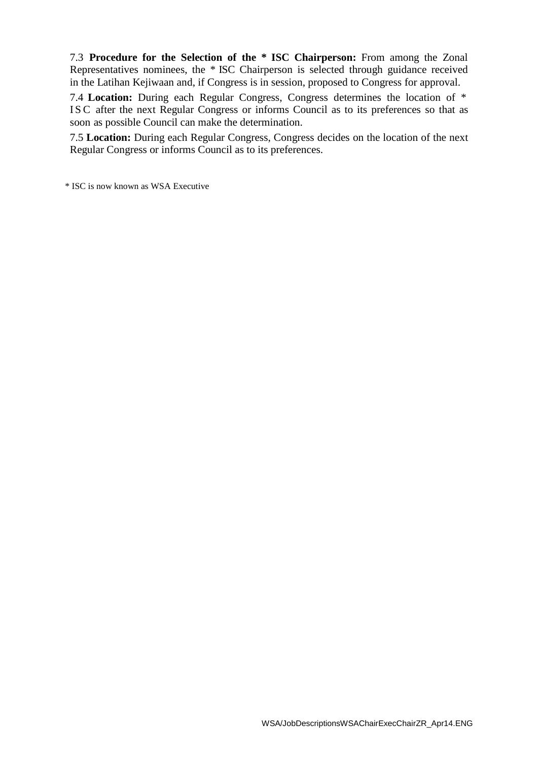7.3 **Procedure for the Selection of the * ISC Chairperson:** From among the Zonal Representatives nominees, the * ISC Chairperson is selected through guidance received in the Latihan Kejiwaan and, if Congress is in session, proposed to Congress for approval.

7.4 **Location:** During each Regular Congress, Congress determines the location of * ISC after the next Regular Congress or informs Council as to its preferences so that as soon as possible Council can make the determination.

7.5 **Location:** During each Regular Congress, Congress decides on the location of the next Regular Congress or informs Council as to its preferences.

* ISC is now known as WSA Executive